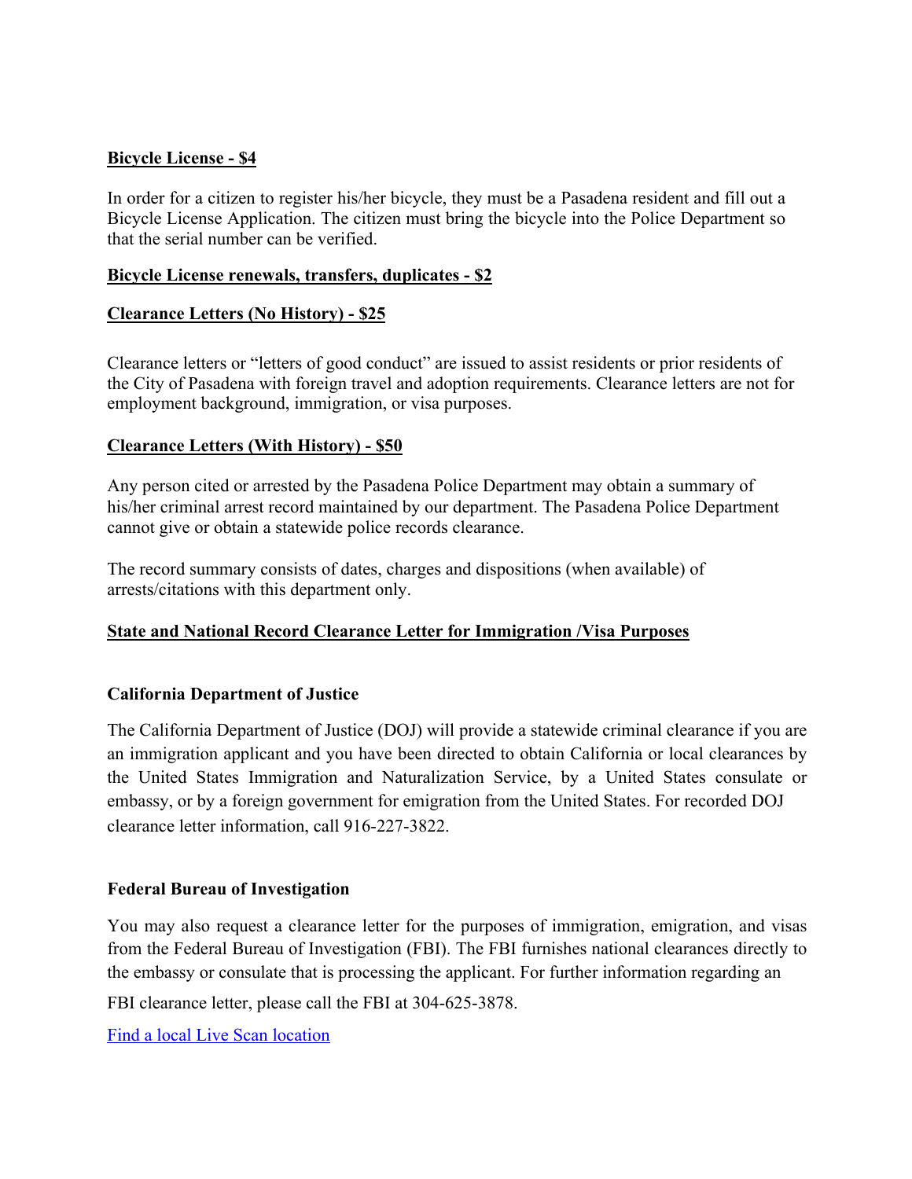**Bicycle License - $4**

In order for a citizen to register his/her bicycle, they must be a Pasadena resident and fill out a Bicycle License Application. The citizen must bring the bicycle into the Police Department so that the serial number can be verified.

**Bicycle License renewals, transfers, duplicates - $2**

**Clearance Letters (No History) - $25**

Clearance letters or "letters of good conduct" are issued to assist residents or prior residents of the City of Pasadena with foreign travel and adoption requirements. Clearance letters are not for employment background, immigration, or visa purposes.

**Clearance Letters (With History) - $50**

Any person cited or arrested by the Pasadena Police Department may obtain a summary of his/her criminal arrest record maintained by our department. The Pasadena Police Department cannot give or obtain a statewide police records clearance.

The record summary consists of dates, charges and dispositions (when available) of arrests/citations with this department only.

**State and National Record Clearance Letter for Immigration /Visa Purposes**

**California Department of Justice**

The California Department of Justice (DOJ) will provide a statewide criminal clearance if you are an immigration applicant and you have been directed to obtain California or local clearances by the United States Immigration and Naturalization Service, by a United States consulate or embassy, or by a foreign government for emigration from the United States. For recorded DOJ clearance letter information, call 916-227-3822.

**Federal Bureau of Investigation**

You may also request a clearance letter for the purposes of immigration, emigration, and visas from the Federal Bureau of Investigation (FBI). The FBI furnishes national clearances directly to the embassy or consulate that is processing the applicant. For further information regarding an FBI clearance letter, please call the FBI at 304-625-3878.

Find a local Live Scan location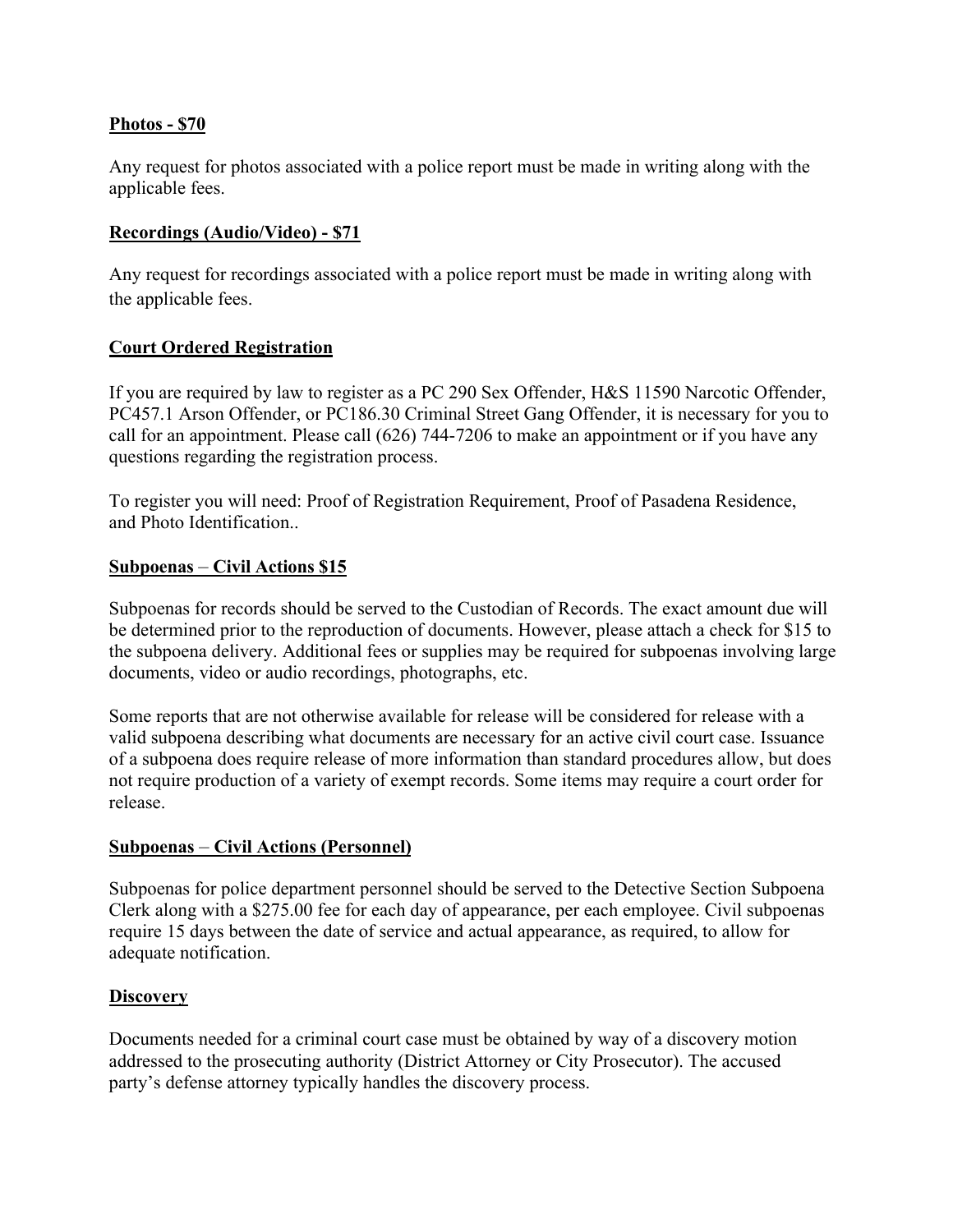**Photos - $70**

Any request for photos associated with a police report must be made in writing along with the applicable fees.

**Recordings (Audio/Video) - $71**

Any request for recordings associated with a police report must be made in writing along with the applicable fees.

**Court Ordered Registration**

If you are required by law to register as a PC 290 Sex Offender, H&S 11590 Narcotic Offender, PC457.1 Arson Offender, or PC186.30 Criminal Street Gang Offender, it is necessary for you to call for an appointment. Please call (626) 744-7206 to make an appointment or if you have any questions regarding the registration process.

To register you will need: Proof of Registration Requirement, Proof of Pasadena Residence, and Photo Identification..

**Subpoenas – Civil Actions $15**

Subpoenas for records should be served to the Custodian of Records. The exact amount due will be determined prior to the reproduction of documents. However, please attach a check for $15 to the subpoena delivery. Additional fees or supplies may be required for subpoenas involving large documents, video or audio recordings, photographs, etc.

Some reports that are not otherwise available for release will be considered for release with a valid subpoena describing what documents are necessary for an active civil court case. Issuance of a subpoena does require release of more information than standard procedures allow, but does not require production of a variety of exempt records. Some items may require a court order for release.

**Subpoenas – Civil Actions (Personnel)**

Subpoenas for police department personnel should be served to the Detective Section Subpoena Clerk along with a $275.00 fee for each day of appearance, per each employee. Civil subpoenas require 15 days between the date of service and actual appearance, as required, to allow for adequate notification.

**Discovery**

Documents needed for a criminal court case must be obtained by way of a discovery motion addressed to the prosecuting authority (District Attorney or City Prosecutor). The accused party's defense attorney typically handles the discovery process.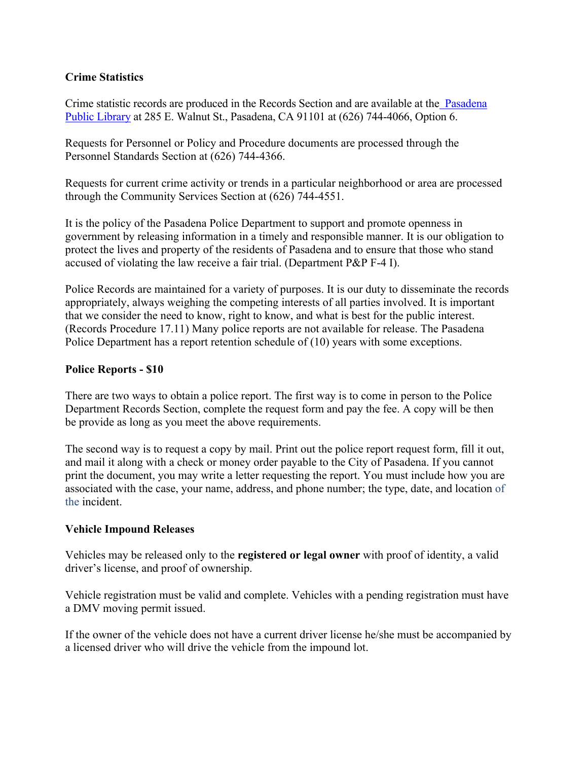**Crime Statistics**

Crime statistic records are produced in the Records Section and are available at the Pasadena Public Library at 285 E. Walnut St., Pasadena, CA 91101 at (626) 744-4066, Option 6.

Requests for Personnel or Policy and Procedure documents are processed through the Personnel Standards Section at (626) 744-4366.

Requests for current crime activity or trends in a particular neighborhood or area are processed through the Community Services Section at (626) 744-4551.

It is the policy of the Pasadena Police Department to support and promote openness in government by releasing information in a timely and responsible manner. It is our obligation to protect the lives and property of the residents of Pasadena and to ensure that those who stand accused of violating the law receive a fair trial. (Department P&P F-4 I).

Police Records are maintained for a variety of purposes. It is our duty to disseminate the records appropriately, always weighing the competing interests of all parties involved. It is important that we consider the need to know, right to know, and what is best for the public interest. (Records Procedure 17.11) Many police reports are not available for release. The Pasadena Police Department has a report retention schedule of (10) years with some exceptions.

**Police Reports - $10**

There are two ways to obtain a police report. The first way is to come in person to the Police Department Records Section, complete the request form and pay the fee. A copy will be then be provide as long as you meet the above requirements.

The second way is to request a copy by mail. Print out the police report request form, fill it out, and mail it along with a check or money order payable to the City of Pasadena. If you cannot print the document, you may write a letter requesting the report. You must include how you are associated with the case, your name, address, and phone number; the type, date, and location of the incident.

**Vehicle Impound Releases**

Vehicles may be released only to the **registered or legal owner** with proof of identity, a valid driver's license, and proof of ownership.

Vehicle registration must be valid and complete. Vehicles with a pending registration must have a DMV moving permit issued.

If the owner of the vehicle does not have a current driver license he/she must be accompanied by a licensed driver who will drive the vehicle from the impound lot.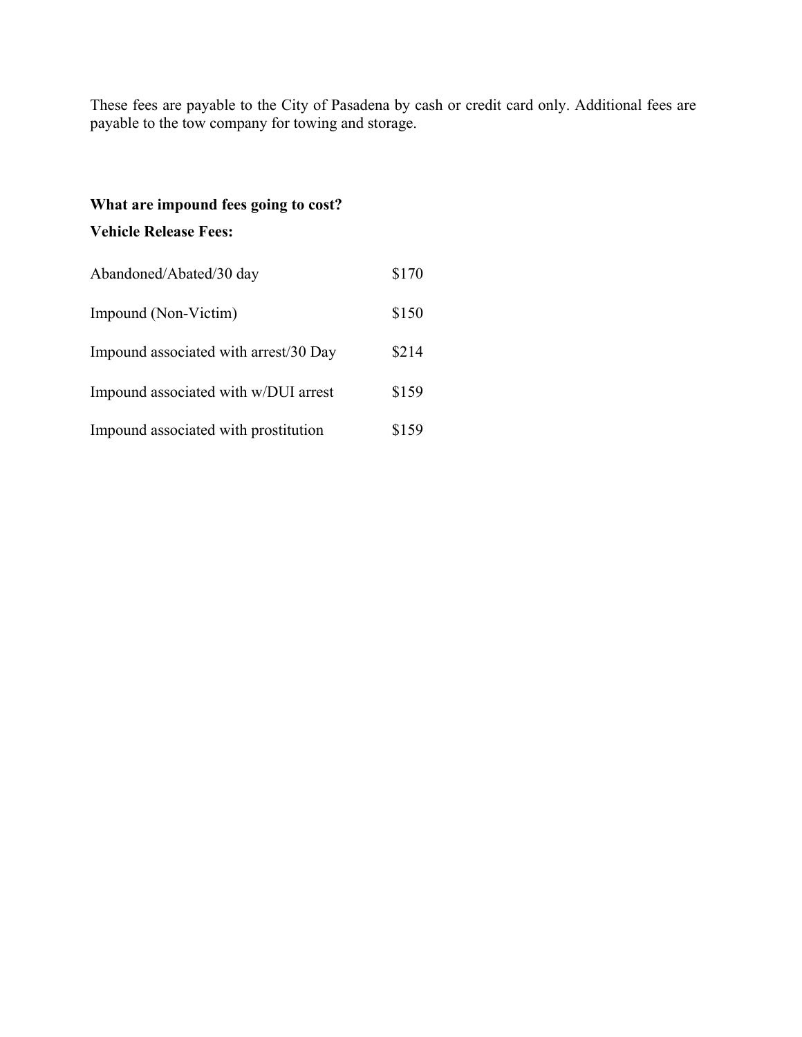These fees are payable to the City of Pasadena by cash or credit card only. Additional fees are payable to the tow company for towing and storage.

**What are impound fees going to cost?**

**Vehicle Release Fees:**

| | |
|---|---|
| Abandoned/Abated/30 day | $170 |
| Impound (Non-Victim) | $150 |
| Impound associated with arrest/30 Day | $214 |
| Impound associated with w/DUI arrest | $159 |
| Impound associated with prostitution | $159 |